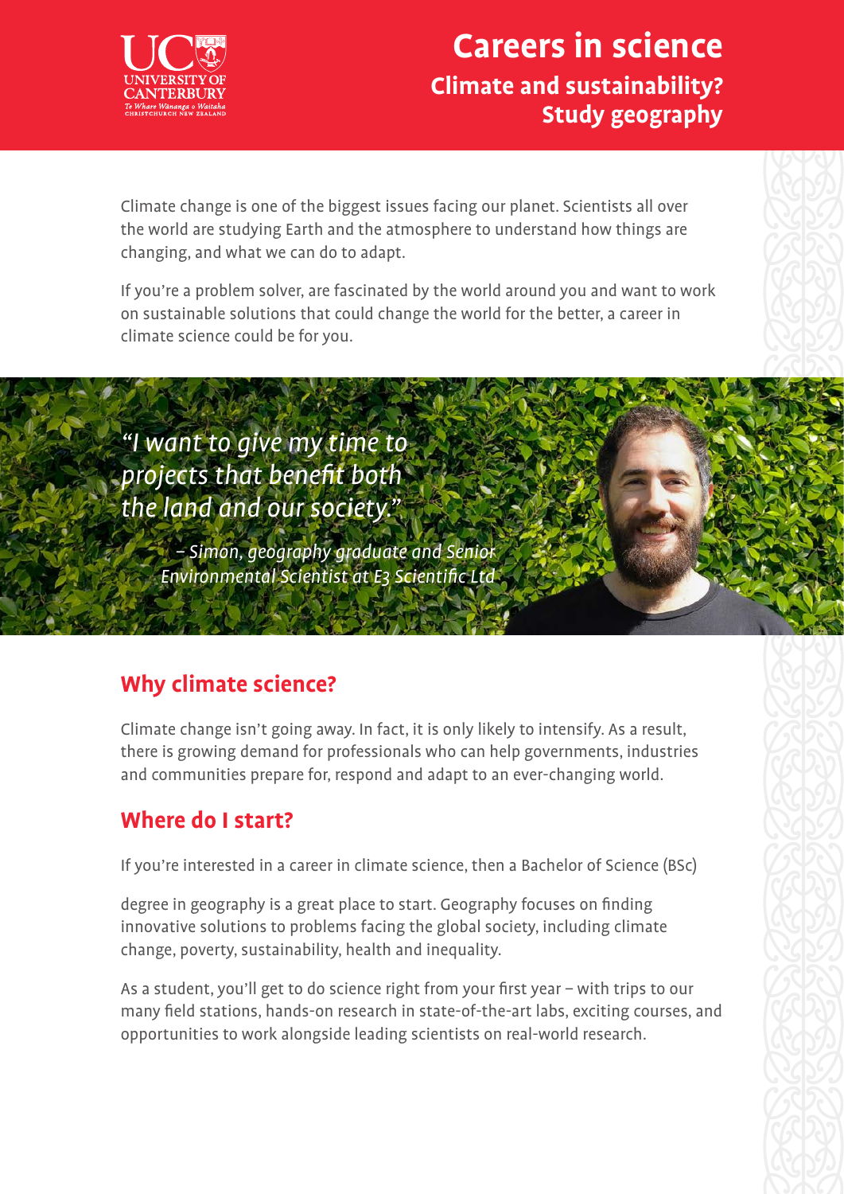# Careers in science

## Climate and sustainability? Study geography

Climate change is one of the biggest issues facing our planet. Scientists all over the world are studying Earth and the atmosphere to understand how things are changing, and what we can do to adapt.

If you're a problem solver, are fascinated by the world around you and want to work on sustainable solutions that could change the world for the better, a career in climate science could be for you.

*"I want to give my time to projects that benefit both the land and our society."*

*– Simon, geography graduate and Senior Environmental Scientist at E3 Scientific Ltd*

## Why climate science?

Climate change isn't going away. In fact, it is only likely to intensify. As a result, there is growing demand for professionals who can help governments, industries and communities prepare for, respond and adapt to an ever-changing world.

## Where do I start?

If you're interested in a career in climate science, then a Bachelor of Science (BSc) degree in geography is a great place to start. Geography focuses on finding innovative solutions to problems facing the global society, including climate change, poverty, sustainability, health and inequality.

As a student, you'll get to do science right from your first year – with trips to our many field stations, hands-on research in state-of-the-art labs, exciting courses, and opportunities to work alongside leading scientists on real-world research.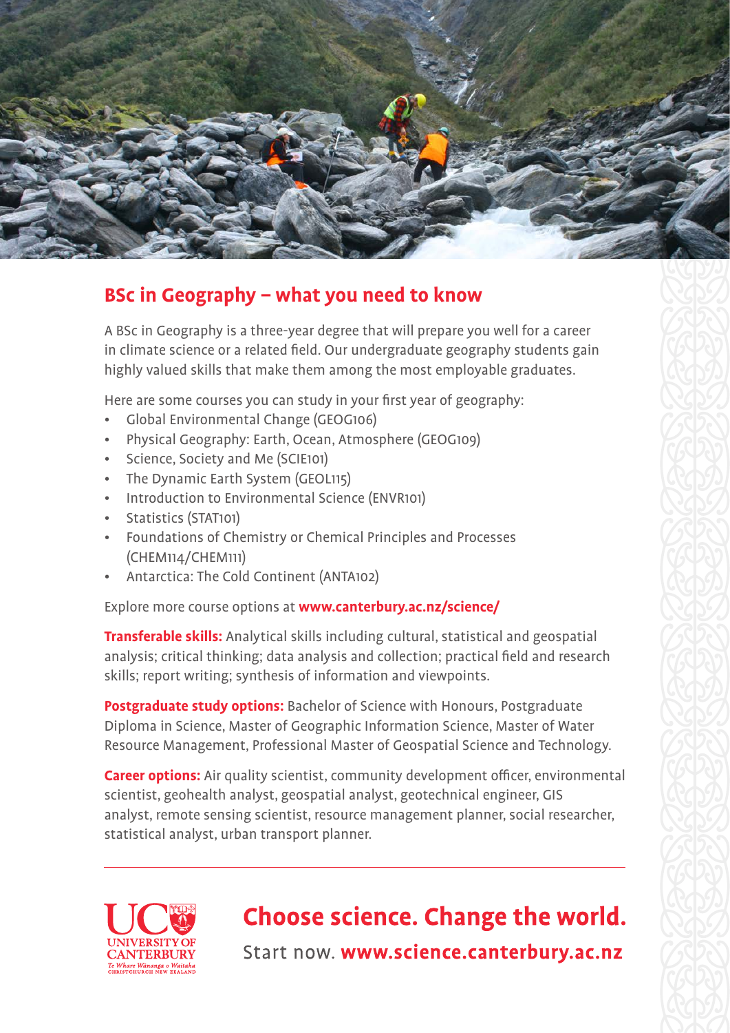## BSc in Geography – what you need to know

A BSc in Geography is a three-year degree that will prepare you well for a career in climate science or a related field. Our undergraduate geography students gain highly valued skills that make them among the most employable graduates.

Here are some courses you can study in your first year of geography:

- Global Environmental Change (GEOG106)
- Physical Geography: Earth, Ocean, Atmosphere (GEOG109)
- Science, Society and Me (SCIE101)
- The Dynamic Earth System (GEOL115)
- Introduction to Environmental Science (ENVR101)
- Statistics (STAT101)
- Foundations of Chemistry or Chemical Principles and Processes (CHEM114/CHEM111)
- Antarctica: The Cold Continent (ANTA102)

Explore more course options at **www.canterbury.ac.nz/science/**

**Transferable skills:** Analytical skills including cultural, statistical and geospatial analysis; critical thinking; data analysis and collection; practical field and research skills; report writing; synthesis of information and viewpoints.

**Postgraduate study options:** Bachelor of Science with Honours, Postgraduate Diploma in Science, Master of Geographic Information Science, Master of Water Resource Management, Professional Master of Geospatial Science and Technology.

**Career options:** Air quality scientist, community development officer, environmental scientist, geohealth analyst, geospatial analyst, geotechnical engineer, GIS analyst, remote sensing scientist, resource management planner, social researcher, statistical analyst, urban transport planner.

---

UC UNIVERSITY OF CANTERBURY
*Te Whare Wānanga o Waitaha*
CHRISTCHURCH NEW ZEALAND

**Choose science. Change the world.**

Start now. **www.science.canterbury.ac.nz**